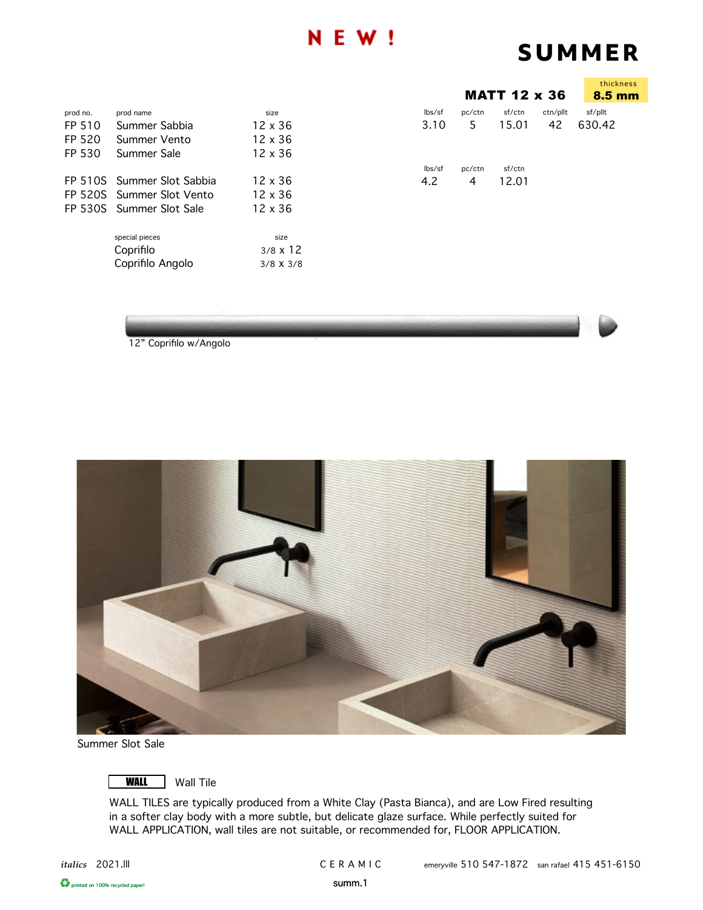# NEW!

# SUMMER

## MATT 12 x 36

thickness **8.5 mm**

| prod no. | prod name | size | lbs/sf | pc/ctn | sf/ctn | ctn/pllt | sf/pllt |
|---|---|---|---|---|---|---|---|
| FP 510 | Summer Sabbia | 12 x 36 | 3.10 | 5 | 15.01 | 42 | 630.42 |
| FP 520 | Summer Vento | 12 x 36 | | | | | |
| FP 530 | Summer Sale | 12 x 36 | | | | | |

| prod no. | prod name | size | lbs/sf | pc/ctn | sf/ctn |
|---|---|---|---|---|---|
| FP 510S | Summer Slot Sabbia | 12 x 36 | 4.2 | 4 | 12.01 |
| FP 520S | Summer Slot Vento | 12 x 36 | | | |
| FP 530S | Summer Slot Sale | 12 x 36 | | | |

| special pieces | size |
|---|---|
| Coprifilo | 3/8 x 12 |
| Coprifilo Angolo | 3/8 x 3/8 |

12" Coprifilo w/Angolo

Summer Slot Sale

**WALL** Wall Tile

WALL TILES are typically produced from a White Clay (Pasta Bianca), and are Low Fired resulting in a softer clay body with a more subtle, but delicate glaze surface. While perfectly suited for WALL APPLICATION, wall tiles are not suitable, or recommended for, FLOOR APPLICATION.

*italics* 2021.lll CERAMIC emeryville 510 547-1872 san rafael 415 451-6150

printed on 100% recycled paper!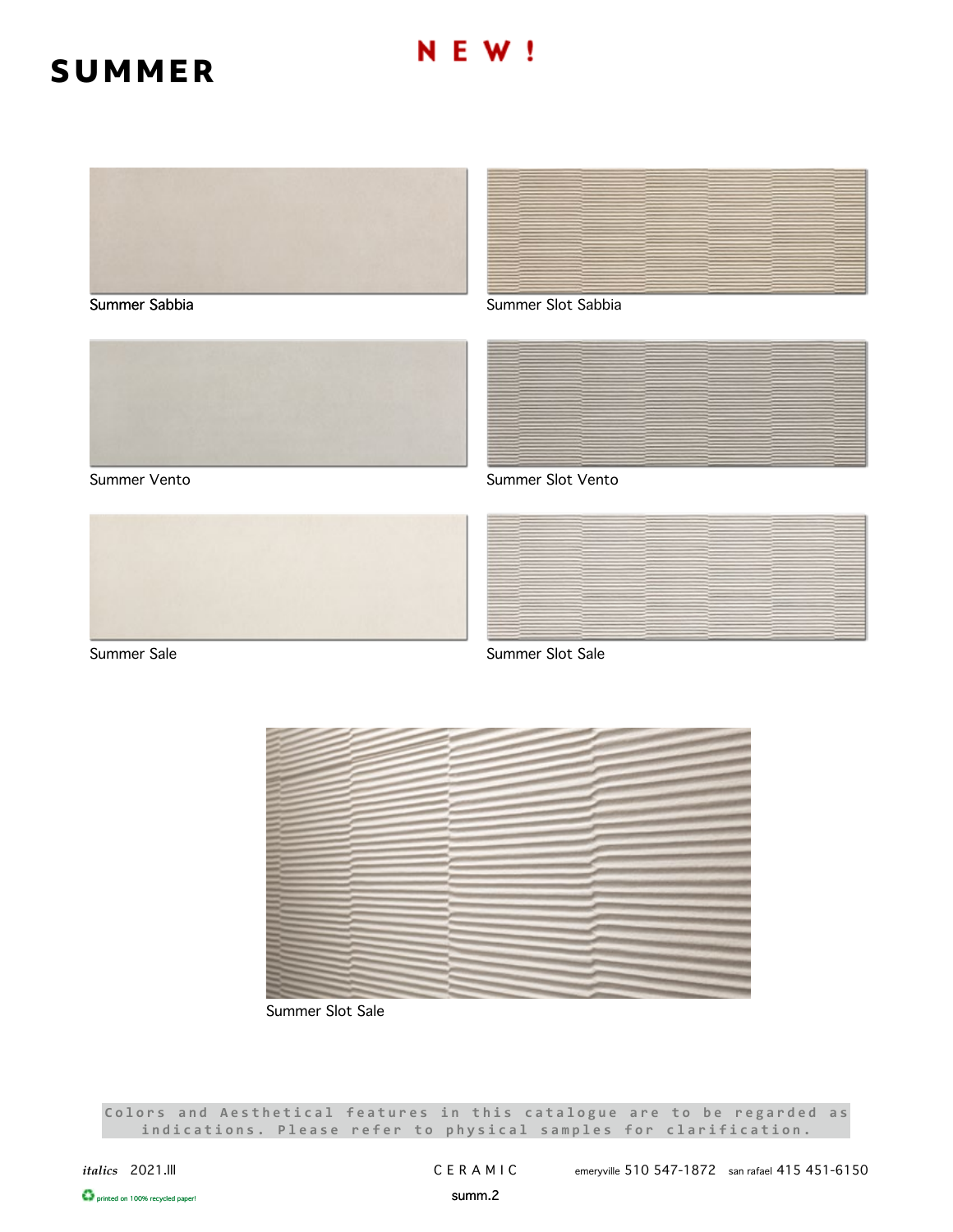# SUMMER

**NEW!**

Summer Sabbia

Summer Slot Sabbia

Summer Vento

Summer Slot Vento

Summer Sale

Summer Slot Sale

Summer Slot Sale

Colors and Aesthetical features in this catalogue are to be regarded as indications. Please refer to physical samples for clarification.

*italics* 2021.III CERAMIC emeryville 510 547-1872 san rafael 415 451-6150

printed on 100% recycled paper!

summ.2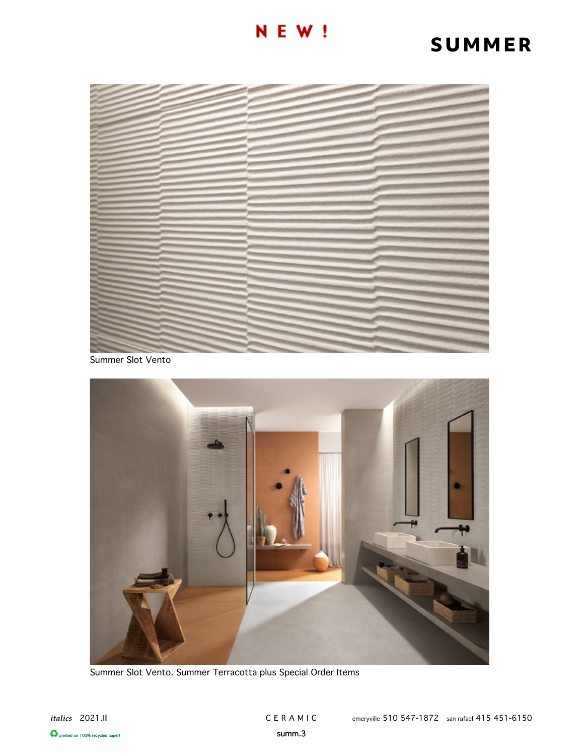NEW!

# SUMMER

Summer Slot Vento

Summer Slot Vento. Summer Terracotta plus Special Order Items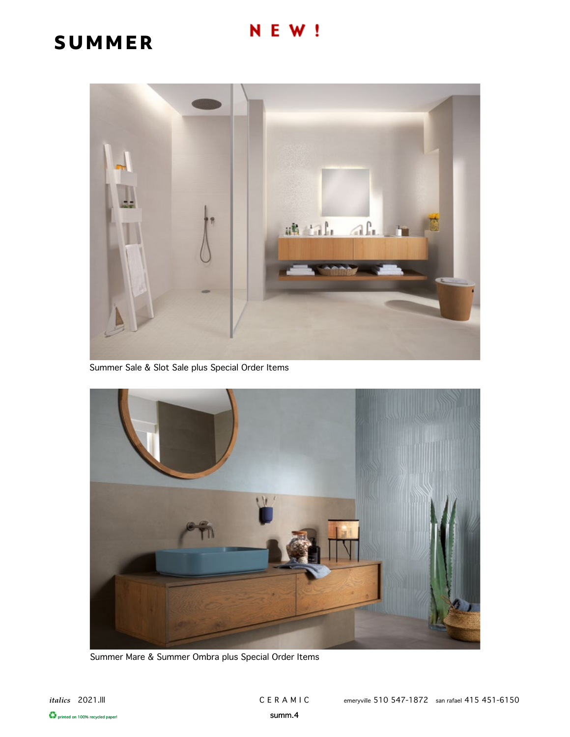# SUMMER

**NEW!**

Summer Sale & Slot Sale plus Special Order Items

Summer Mare & Summer Ombra plus Special Order Items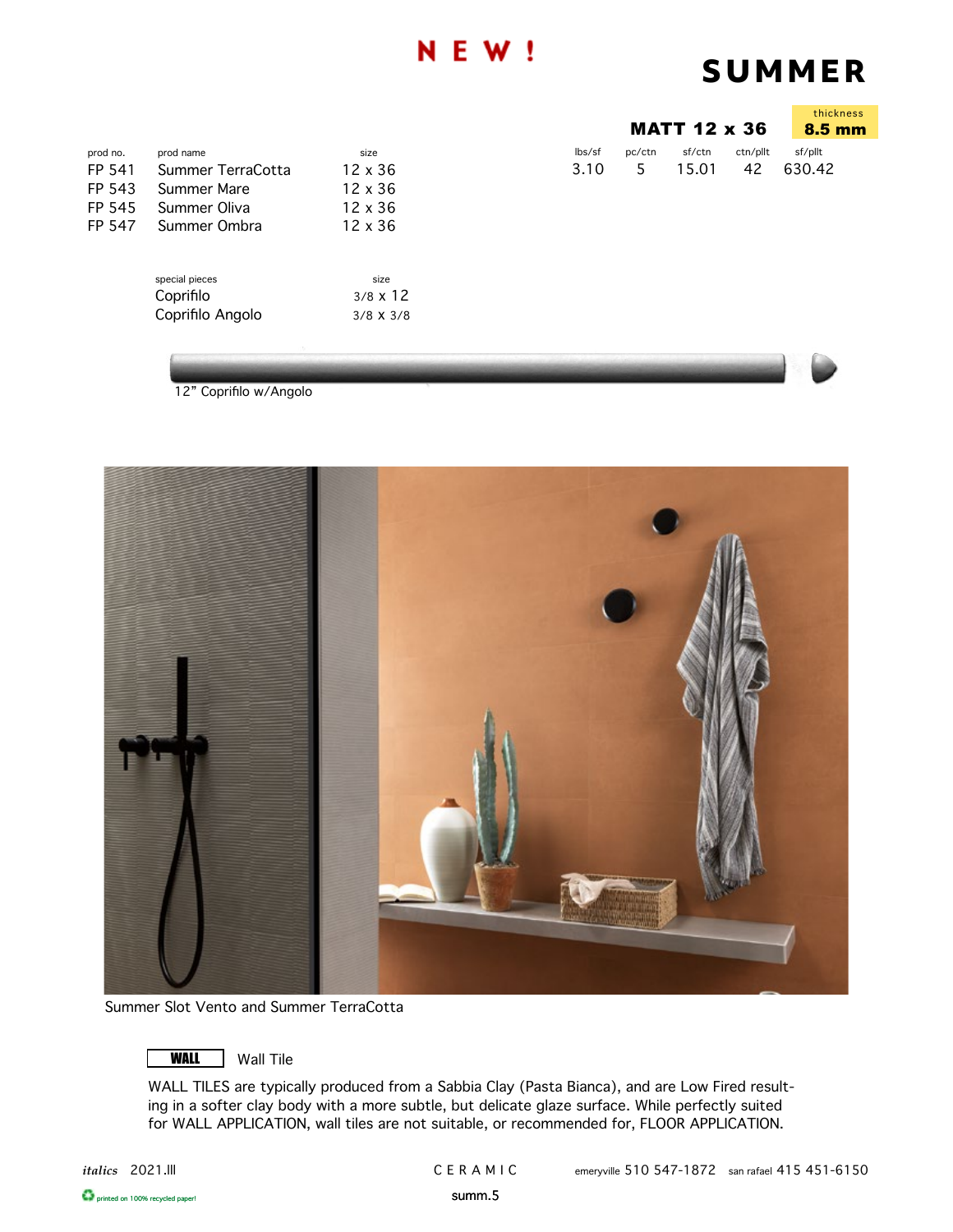NEW!

# SUMMER

## MATT 12 x 36

thickness **8.5 mm**

| prod no. | prod name | size | lbs/sf | pc/ctn | sf/ctn | ctn/pllt | sf/pllt |
|---|---|---|---|---|---|---|---|
| FP 541 | Summer TerraCotta | 12 x 36 | 3.10 | 5 | 15.01 | 42 | 630.42 |
| FP 543 | Summer Mare | 12 x 36 | | | | | |
| FP 545 | Summer Oliva | 12 x 36 | | | | | |
| FP 547 | Summer Ombra | 12 x 36 | | | | | |

| special pieces | size |
|---|---|
| Coprifilo | 3/8 x 12 |
| Coprifilo Angolo | 3/8 x 3/8 |

12" Coprifilo w/Angolo

Summer Slot Vento and Summer TerraCotta

**WALL** Wall Tile

WALL TILES are typically produced from a Sabbia Clay (Pasta Bianca), and are Low Fired resulting in a softer clay body with a more subtle, but delicate glaze surface. While perfectly suited for WALL APPLICATION, wall tiles are not suitable, or recommended for, FLOOR APPLICATION.

*italics* 2021.lll CERAMIC emeryville 510 547-1872 san rafael 415 451-6150

printed on 100% recycled paper!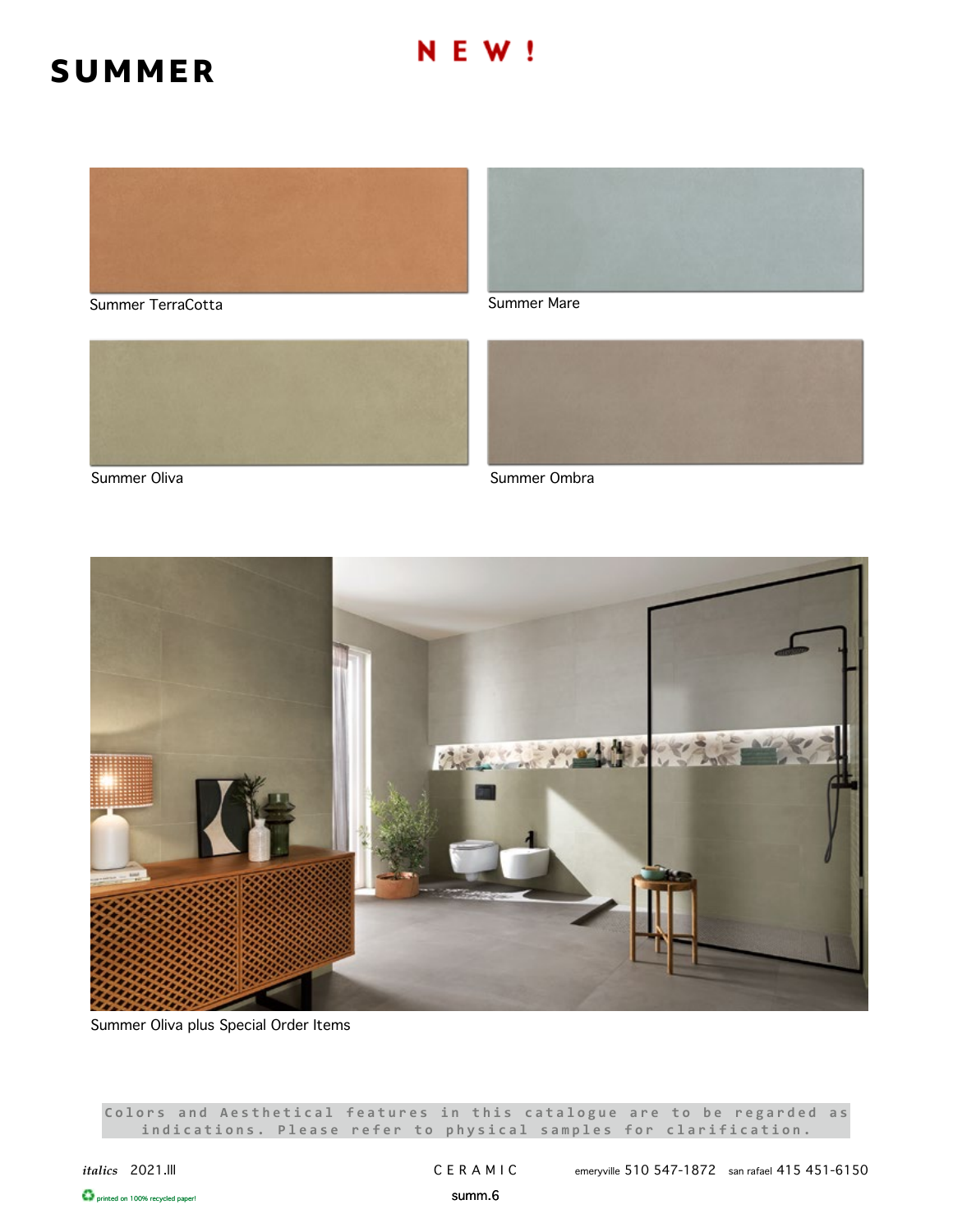# SUMMER

**NEW!**

Summer TerraCotta

Summer Mare

Summer Oliva

Summer Ombra

Summer Oliva plus Special Order Items

Colors and Aesthetical features in this catalogue are to be regarded as indications. Please refer to physical samples for clarification.

*italics* 2021.lll

CERAMIC

emeryville 510 547-1872 san rafael 415 451-6150

printed on 100% recycled paper!

summ.6